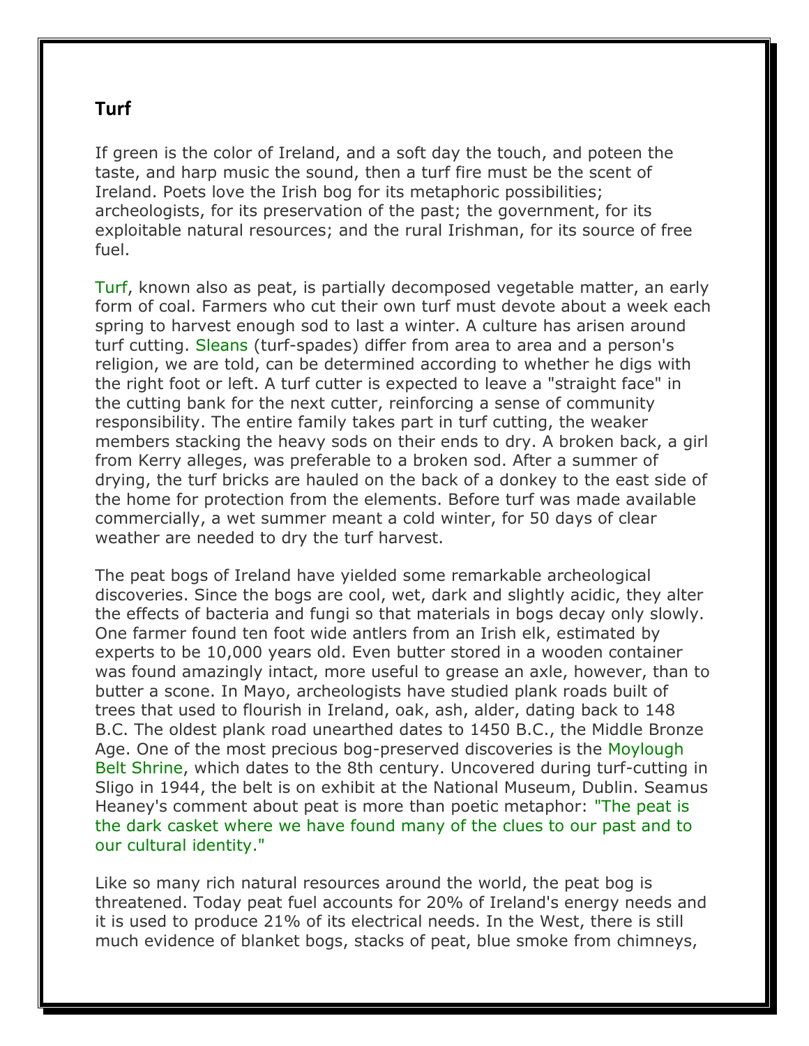## Turf

If green is the color of Ireland, and a soft day the touch, and poteen the taste, and harp music the sound, then a turf fire must be the scent of Ireland. Poets love the Irish bog for its metaphoric possibilities; archeologists, for its preservation of the past; the government, for its exploitable natural resources; and the rural Irishman, for its source of free fuel.

Turf, known also as peat, is partially decomposed vegetable matter, an early form of coal. Farmers who cut their own turf must devote about a week each spring to harvest enough sod to last a winter. A culture has arisen around turf cutting. Sleans (turf-spades) differ from area to area and a person's religion, we are told, can be determined according to whether he digs with the right foot or left. A turf cutter is expected to leave a "straight face" in the cutting bank for the next cutter, reinforcing a sense of community responsibility. The entire family takes part in turf cutting, the weaker members stacking the heavy sods on their ends to dry. A broken back, a girl from Kerry alleges, was preferable to a broken sod. After a summer of drying, the turf bricks are hauled on the back of a donkey to the east side of the home for protection from the elements. Before turf was made available commercially, a wet summer meant a cold winter, for 50 days of clear weather are needed to dry the turf harvest.

The peat bogs of Ireland have yielded some remarkable archeological discoveries. Since the bogs are cool, wet, dark and slightly acidic, they alter the effects of bacteria and fungi so that materials in bogs decay only slowly. One farmer found ten foot wide antlers from an Irish elk, estimated by experts to be 10,000 years old. Even butter stored in a wooden container was found amazingly intact, more useful to grease an axle, however, than to butter a scone. In Mayo, archeologists have studied plank roads built of trees that used to flourish in Ireland, oak, ash, alder, dating back to 148 B.C. The oldest plank road unearthed dates to 1450 B.C., the Middle Bronze Age. One of the most precious bog-preserved discoveries is the Moylough Belt Shrine, which dates to the 8th century. Uncovered during turf-cutting in Sligo in 1944, the belt is on exhibit at the National Museum, Dublin. Seamus Heaney's comment about peat is more than poetic metaphor: "The peat is the dark casket where we have found many of the clues to our past and to our cultural identity."

Like so many rich natural resources around the world, the peat bog is threatened. Today peat fuel accounts for 20% of Ireland's energy needs and it is used to produce 21% of its electrical needs. In the West, there is still much evidence of blanket bogs, stacks of peat, blue smoke from chimneys,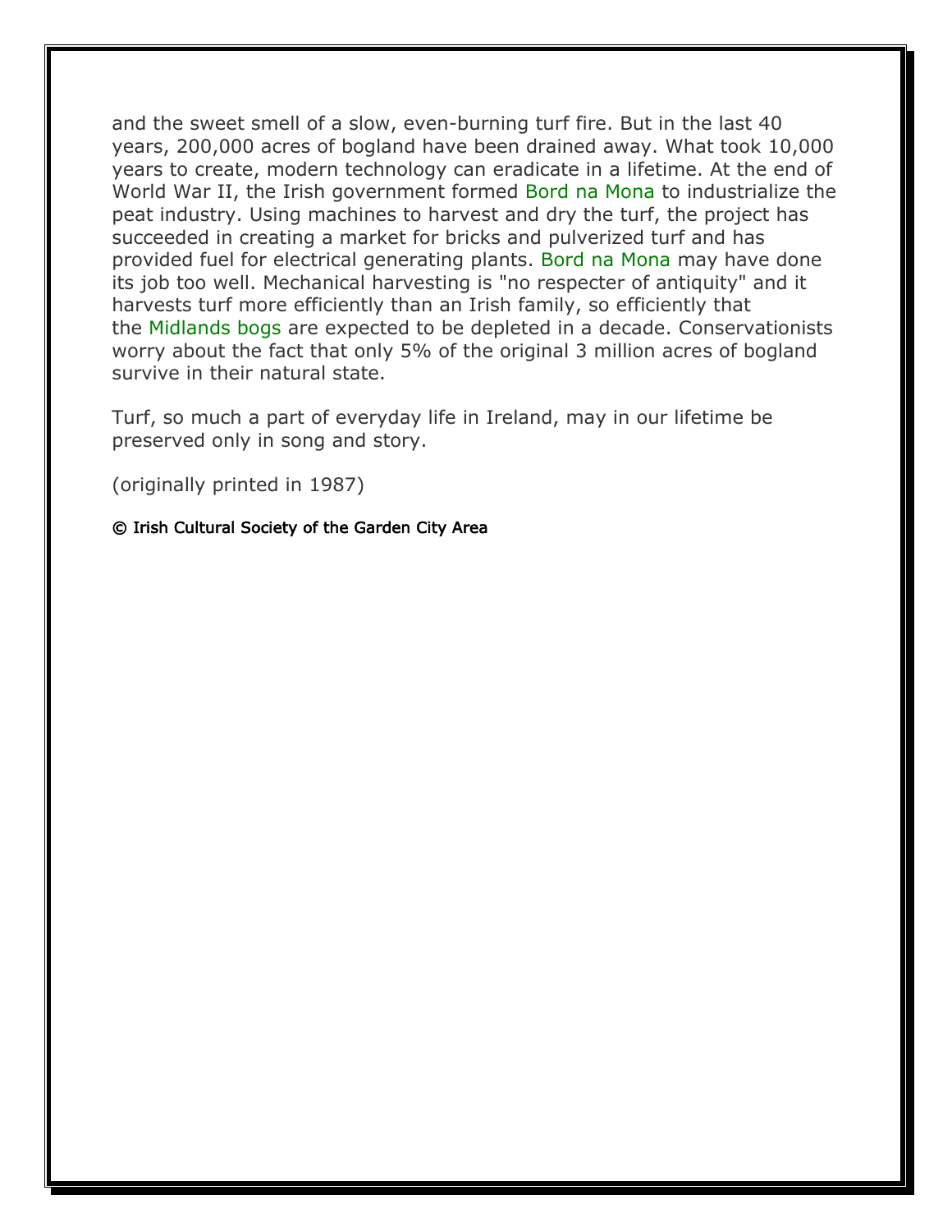and the sweet smell of a slow, even-burning turf fire. But in the last 40 years, 200,000 acres of bogland have been drained away. What took 10,000 years to create, modern technology can eradicate in a lifetime. At the end of World War II, the Irish government formed Bord na Mona to industrialize the peat industry. Using machines to harvest and dry the turf, the project has succeeded in creating a market for bricks and pulverized turf and has provided fuel for electrical generating plants. Bord na Mona may have done its job too well. Mechanical harvesting is "no respecter of antiquity" and it harvests turf more efficiently than an Irish family, so efficiently that the Midlands bogs are expected to be depleted in a decade. Conservationists worry about the fact that only 5% of the original 3 million acres of bogland survive in their natural state.

Turf, so much a part of everyday life in Ireland, may in our lifetime be preserved only in song and story.

(originally printed in 1987)

© Irish Cultural Society of the Garden City Area